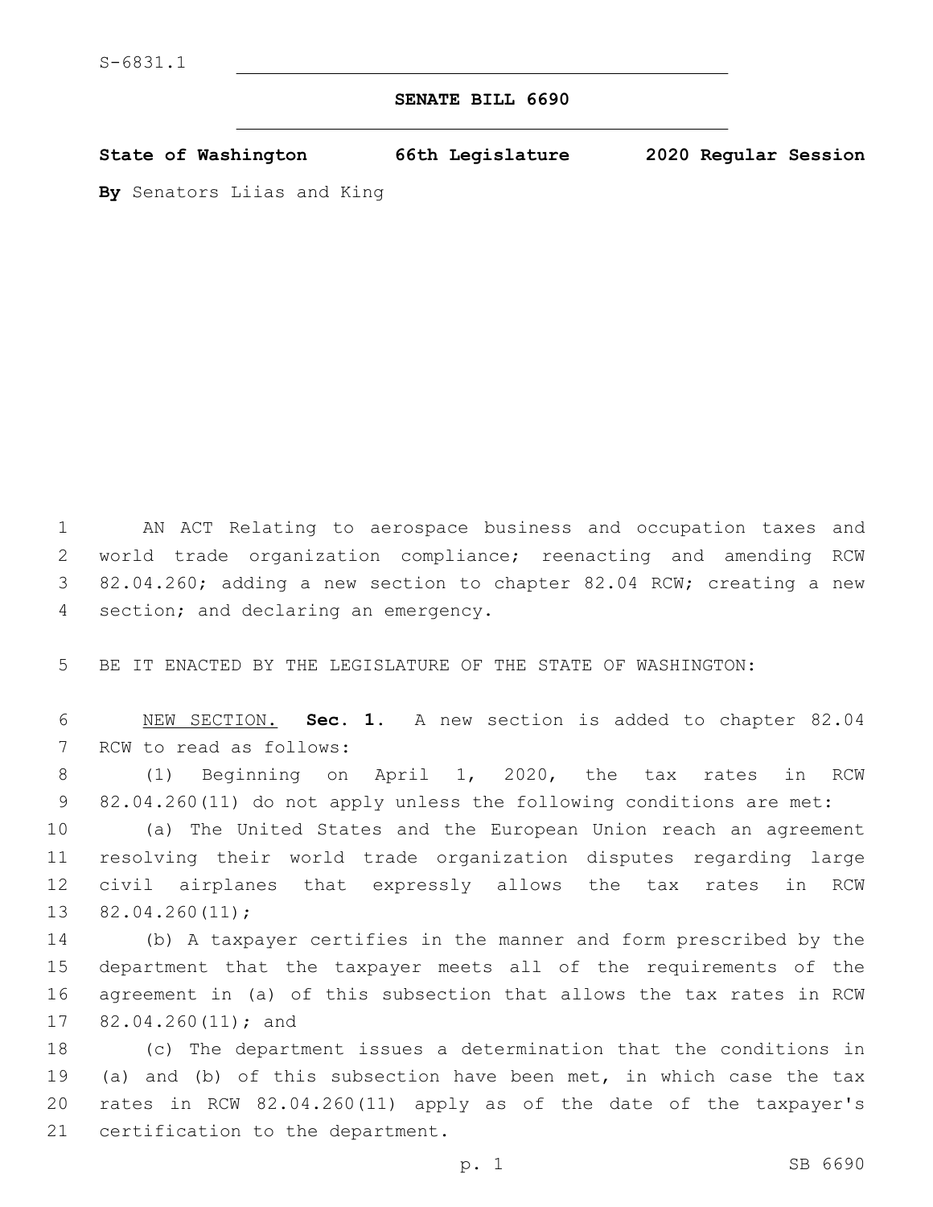S-6831.1

# SENATE BILL 6690

**State of Washington 66th Legislature 2020 Regular Session**

**By** Senators Liias and King

AN ACT Relating to aerospace business and occupation taxes and world trade organization compliance; reenacting and amending RCW 82.04.260; adding a new section to chapter 82.04 RCW; creating a new section; and declaring an emergency.

BE IT ENACTED BY THE LEGISLATURE OF THE STATE OF WASHINGTON:

NEW SECTION. **Sec. 1.** A new section is added to chapter 82.04 RCW to read as follows:

(1) Beginning on April 1, 2020, the tax rates in RCW 82.04.260(11) do not apply unless the following conditions are met:

(a) The United States and the European Union reach an agreement resolving their world trade organization disputes regarding large civil airplanes that expressly allows the tax rates in RCW 82.04.260(11);

(b) A taxpayer certifies in the manner and form prescribed by the department that the taxpayer meets all of the requirements of the agreement in (a) of this subsection that allows the tax rates in RCW 82.04.260(11); and

(c) The department issues a determination that the conditions in (a) and (b) of this subsection have been met, in which case the tax rates in RCW 82.04.260(11) apply as of the date of the taxpayer's certification to the department.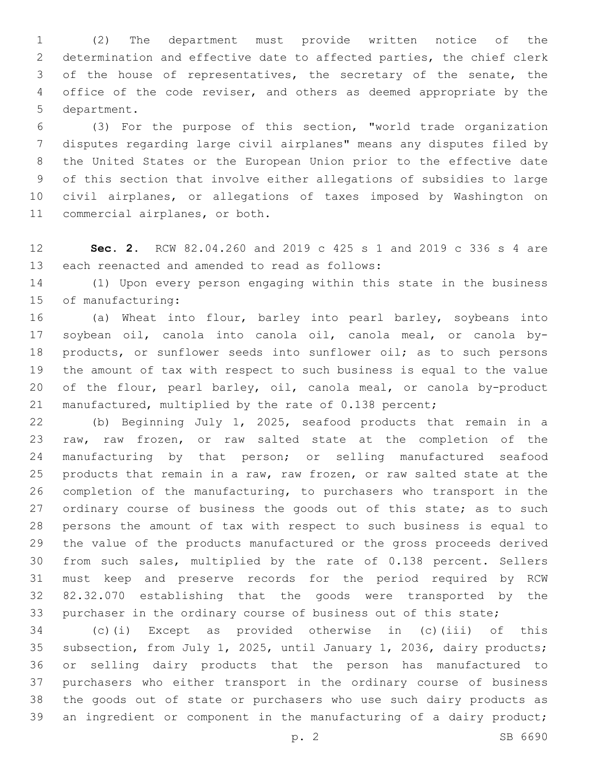(2) The department must provide written notice of the determination and effective date to affected parties, the chief clerk of the house of representatives, the secretary of the senate, the office of the code reviser, and others as deemed appropriate by the department.

(3) For the purpose of this section, "world trade organization disputes regarding large civil airplanes" means any disputes filed by the United States or the European Union prior to the effective date of this section that involve either allegations of subsidies to large civil airplanes, or allegations of taxes imposed by Washington on commercial airplanes, or both.

**Sec. 2.** RCW 82.04.260 and 2019 c 425 s 1 and 2019 c 336 s 4 are each reenacted and amended to read as follows:

(1) Upon every person engaging within this state in the business of manufacturing:

(a) Wheat into flour, barley into pearl barley, soybeans into soybean oil, canola into canola oil, canola meal, or canola by-products, or sunflower seeds into sunflower oil; as to such persons the amount of tax with respect to such business is equal to the value of the flour, pearl barley, oil, canola meal, or canola by-product manufactured, multiplied by the rate of 0.138 percent;

(b) Beginning July 1, 2025, seafood products that remain in a raw, raw frozen, or raw salted state at the completion of the manufacturing by that person; or selling manufactured seafood products that remain in a raw, raw frozen, or raw salted state at the completion of the manufacturing, to purchasers who transport in the ordinary course of business the goods out of this state; as to such persons the amount of tax with respect to such business is equal to the value of the products manufactured or the gross proceeds derived from such sales, multiplied by the rate of 0.138 percent. Sellers must keep and preserve records for the period required by RCW 82.32.070 establishing that the goods were transported by the purchaser in the ordinary course of business out of this state;

(c)(i) Except as provided otherwise in (c)(iii) of this subsection, from July 1, 2025, until January 1, 2036, dairy products; or selling dairy products that the person has manufactured to purchasers who either transport in the ordinary course of business the goods out of state or purchasers who use such dairy products as an ingredient or component in the manufacturing of a dairy product;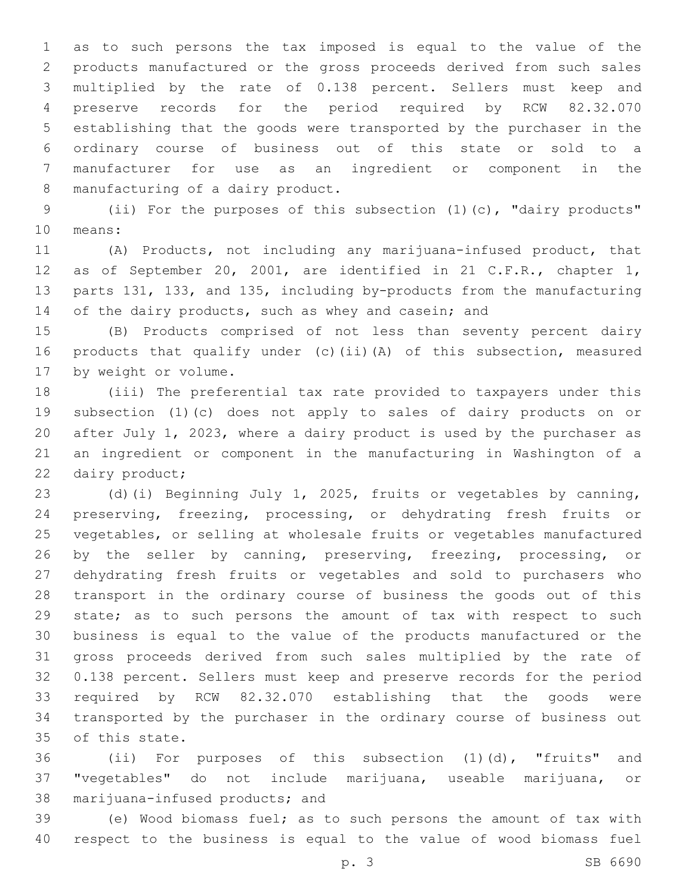as to such persons the tax imposed is equal to the value of the products manufactured or the gross proceeds derived from such sales multiplied by the rate of 0.138 percent. Sellers must keep and preserve records for the period required by RCW 82.32.070 establishing that the goods were transported by the purchaser in the ordinary course of business out of this state or sold to a manufacturer for use as an ingredient or component in the manufacturing of a dairy product.

(ii) For the purposes of this subsection (1)(c), "dairy products" means:

(A) Products, not including any marijuana-infused product, that as of September 20, 2001, are identified in 21 C.F.R., chapter 1, parts 131, 133, and 135, including by-products from the manufacturing of the dairy products, such as whey and casein; and

(B) Products comprised of not less than seventy percent dairy products that qualify under (c)(ii)(A) of this subsection, measured by weight or volume.

(iii) The preferential tax rate provided to taxpayers under this subsection (1)(c) does not apply to sales of dairy products on or after July 1, 2023, where a dairy product is used by the purchaser as an ingredient or component in the manufacturing in Washington of a dairy product;

(d)(i) Beginning July 1, 2025, fruits or vegetables by canning, preserving, freezing, processing, or dehydrating fresh fruits or vegetables, or selling at wholesale fruits or vegetables manufactured by the seller by canning, preserving, freezing, processing, or dehydrating fresh fruits or vegetables and sold to purchasers who transport in the ordinary course of business the goods out of this state; as to such persons the amount of tax with respect to such business is equal to the value of the products manufactured or the gross proceeds derived from such sales multiplied by the rate of 0.138 percent. Sellers must keep and preserve records for the period required by RCW 82.32.070 establishing that the goods were transported by the purchaser in the ordinary course of business out of this state.

(ii) For purposes of this subsection (1)(d), "fruits" and "vegetables" do not include marijuana, useable marijuana, or marijuana-infused products; and

(e) Wood biomass fuel; as to such persons the amount of tax with respect to the business is equal to the value of wood biomass fuel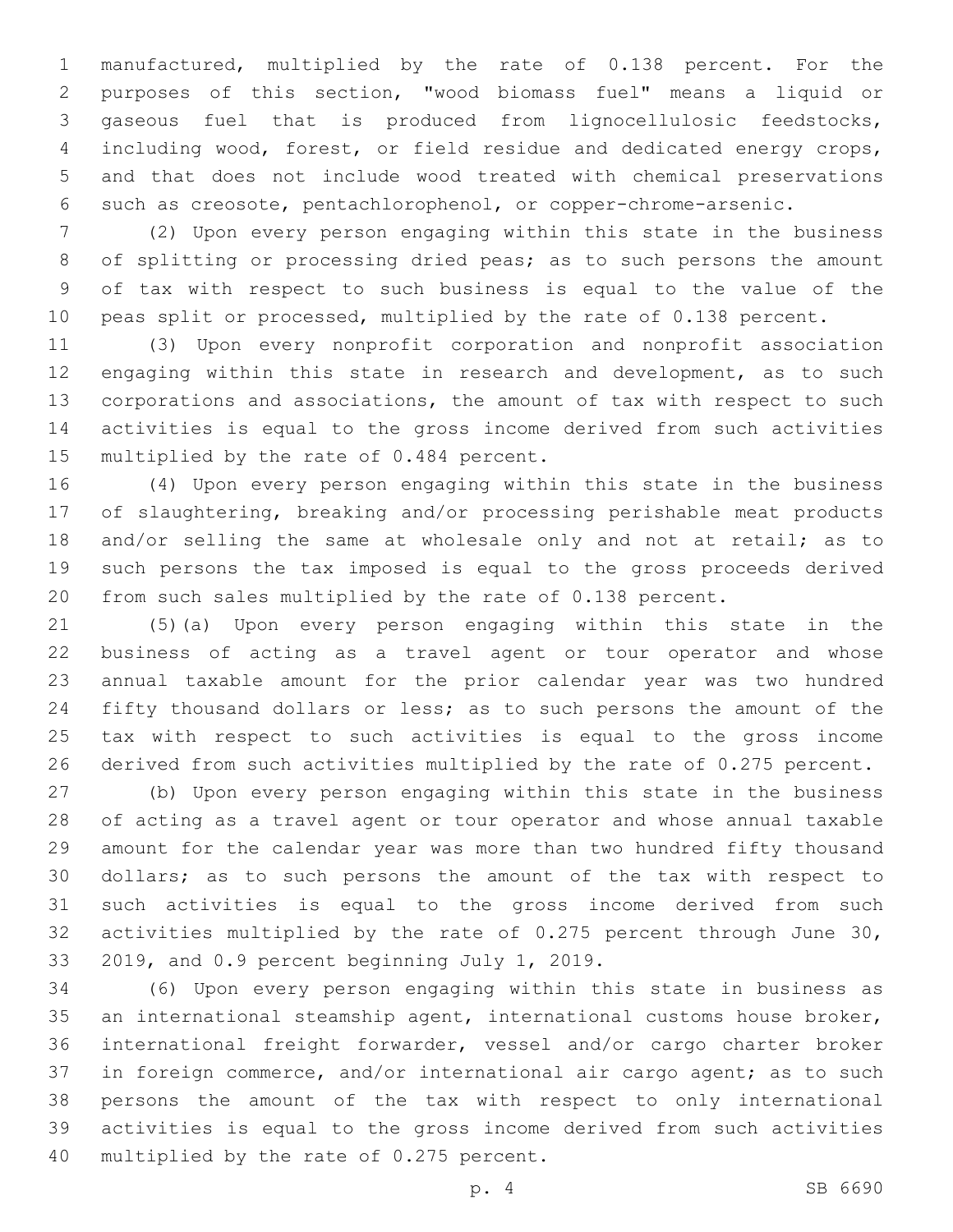manufactured, multiplied by the rate of 0.138 percent. For the purposes of this section, "wood biomass fuel" means a liquid or gaseous fuel that is produced from lignocellulosic feedstocks, including wood, forest, or field residue and dedicated energy crops, and that does not include wood treated with chemical preservations such as creosote, pentachlorophenol, or copper-chrome-arsenic.

(2) Upon every person engaging within this state in the business of splitting or processing dried peas; as to such persons the amount of tax with respect to such business is equal to the value of the peas split or processed, multiplied by the rate of 0.138 percent.

(3) Upon every nonprofit corporation and nonprofit association engaging within this state in research and development, as to such corporations and associations, the amount of tax with respect to such activities is equal to the gross income derived from such activities multiplied by the rate of 0.484 percent.

(4) Upon every person engaging within this state in the business of slaughtering, breaking and/or processing perishable meat products and/or selling the same at wholesale only and not at retail; as to such persons the tax imposed is equal to the gross proceeds derived from such sales multiplied by the rate of 0.138 percent.

(5)(a) Upon every person engaging within this state in the business of acting as a travel agent or tour operator and whose annual taxable amount for the prior calendar year was two hundred fifty thousand dollars or less; as to such persons the amount of the tax with respect to such activities is equal to the gross income derived from such activities multiplied by the rate of 0.275 percent.

(b) Upon every person engaging within this state in the business of acting as a travel agent or tour operator and whose annual taxable amount for the calendar year was more than two hundred fifty thousand dollars; as to such persons the amount of the tax with respect to such activities is equal to the gross income derived from such activities multiplied by the rate of 0.275 percent through June 30, 2019, and 0.9 percent beginning July 1, 2019.

(6) Upon every person engaging within this state in business as an international steamship agent, international customs house broker, international freight forwarder, vessel and/or cargo charter broker in foreign commerce, and/or international air cargo agent; as to such persons the amount of the tax with respect to only international activities is equal to the gross income derived from such activities multiplied by the rate of 0.275 percent.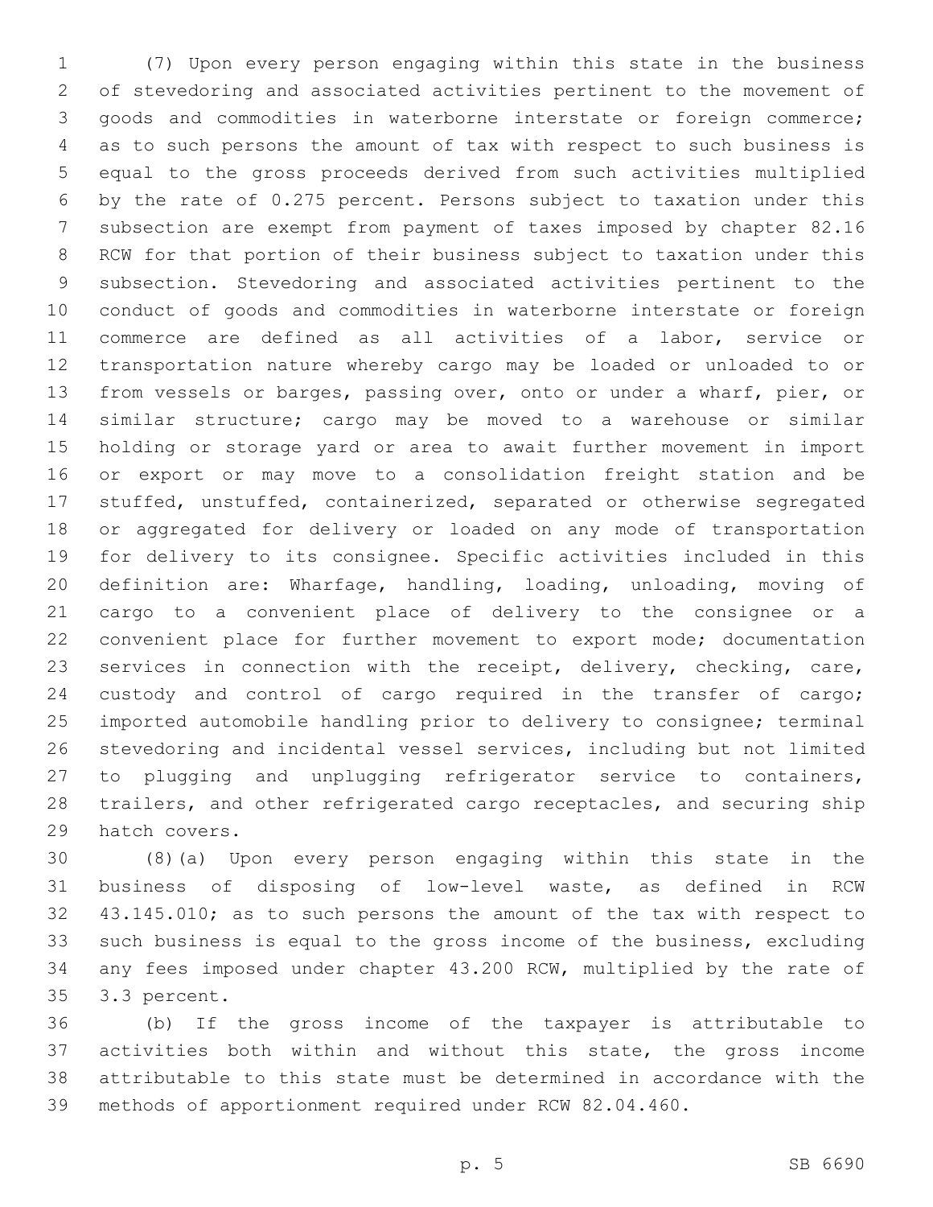(7) Upon every person engaging within this state in the business of stevedoring and associated activities pertinent to the movement of goods and commodities in waterborne interstate or foreign commerce; as to such persons the amount of tax with respect to such business is equal to the gross proceeds derived from such activities multiplied by the rate of 0.275 percent. Persons subject to taxation under this subsection are exempt from payment of taxes imposed by chapter 82.16 RCW for that portion of their business subject to taxation under this subsection. Stevedoring and associated activities pertinent to the conduct of goods and commodities in waterborne interstate or foreign commerce are defined as all activities of a labor, service or transportation nature whereby cargo may be loaded or unloaded to or from vessels or barges, passing over, onto or under a wharf, pier, or similar structure; cargo may be moved to a warehouse or similar holding or storage yard or area to await further movement in import or export or may move to a consolidation freight station and be stuffed, unstuffed, containerized, separated or otherwise segregated or aggregated for delivery or loaded on any mode of transportation for delivery to its consignee. Specific activities included in this definition are: Wharfage, handling, loading, unloading, moving of cargo to a convenient place of delivery to the consignee or a convenient place for further movement to export mode; documentation services in connection with the receipt, delivery, checking, care, custody and control of cargo required in the transfer of cargo; imported automobile handling prior to delivery to consignee; terminal stevedoring and incidental vessel services, including but not limited to plugging and unplugging refrigerator service to containers, trailers, and other refrigerated cargo receptacles, and securing ship hatch covers.

(8)(a) Upon every person engaging within this state in the business of disposing of low-level waste, as defined in RCW 43.145.010; as to such persons the amount of the tax with respect to such business is equal to the gross income of the business, excluding any fees imposed under chapter 43.200 RCW, multiplied by the rate of 3.3 percent.

(b) If the gross income of the taxpayer is attributable to activities both within and without this state, the gross income attributable to this state must be determined in accordance with the methods of apportionment required under RCW 82.04.460.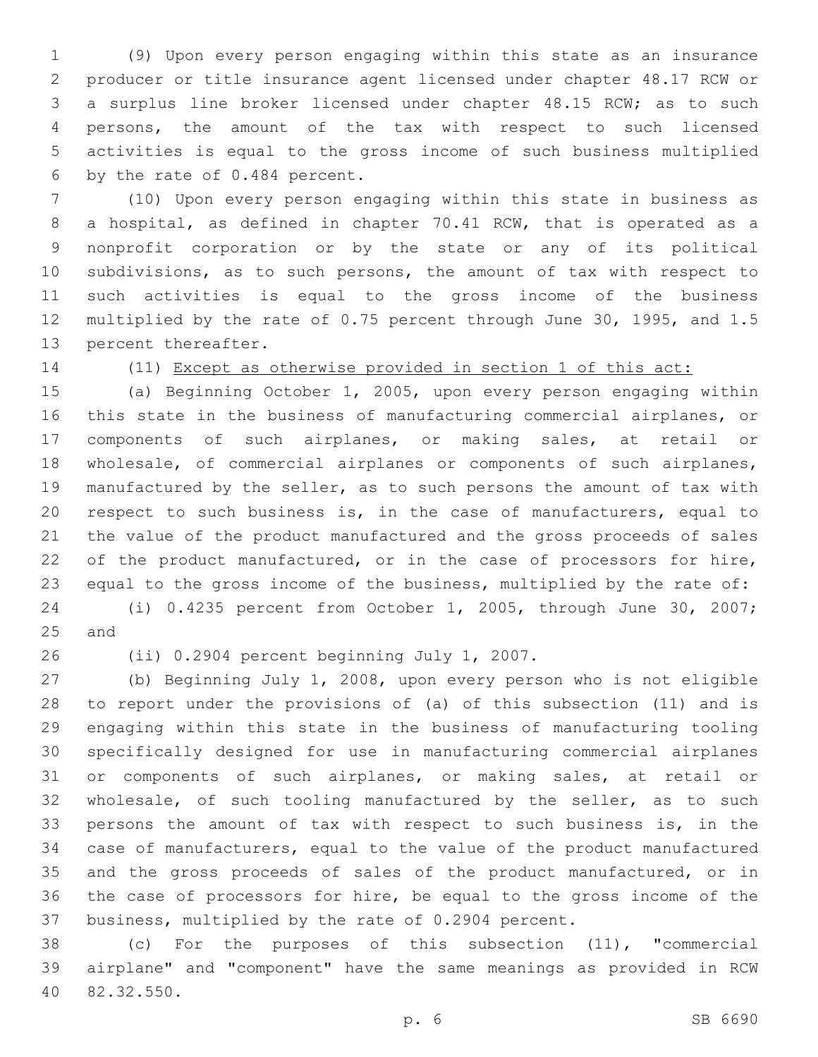(9) Upon every person engaging within this state as an insurance producer or title insurance agent licensed under chapter 48.17 RCW or a surplus line broker licensed under chapter 48.15 RCW; as to such persons, the amount of the tax with respect to such licensed activities is equal to the gross income of such business multiplied by the rate of 0.484 percent.

(10) Upon every person engaging within this state in business as a hospital, as defined in chapter 70.41 RCW, that is operated as a nonprofit corporation or by the state or any of its political subdivisions, as to such persons, the amount of tax with respect to such activities is equal to the gross income of the business multiplied by the rate of 0.75 percent through June 30, 1995, and 1.5 percent thereafter.

(11) <u>Except as otherwise provided in section 1 of this act:</u>

(a) Beginning October 1, 2005, upon every person engaging within this state in the business of manufacturing commercial airplanes, or components of such airplanes, or making sales, at retail or wholesale, of commercial airplanes or components of such airplanes, manufactured by the seller, as to such persons the amount of tax with respect to such business is, in the case of manufacturers, equal to the value of the product manufactured and the gross proceeds of sales of the product manufactured, or in the case of processors for hire, equal to the gross income of the business, multiplied by the rate of:

(i) 0.4235 percent from October 1, 2005, through June 30, 2007; and

(ii) 0.2904 percent beginning July 1, 2007.

(b) Beginning July 1, 2008, upon every person who is not eligible to report under the provisions of (a) of this subsection (11) and is engaging within this state in the business of manufacturing tooling specifically designed for use in manufacturing commercial airplanes or components of such airplanes, or making sales, at retail or wholesale, of such tooling manufactured by the seller, as to such persons the amount of tax with respect to such business is, in the case of manufacturers, equal to the value of the product manufactured and the gross proceeds of sales of the product manufactured, or in the case of processors for hire, be equal to the gross income of the business, multiplied by the rate of 0.2904 percent.

(c) For the purposes of this subsection (11), "commercial airplane" and "component" have the same meanings as provided in RCW 82.32.550.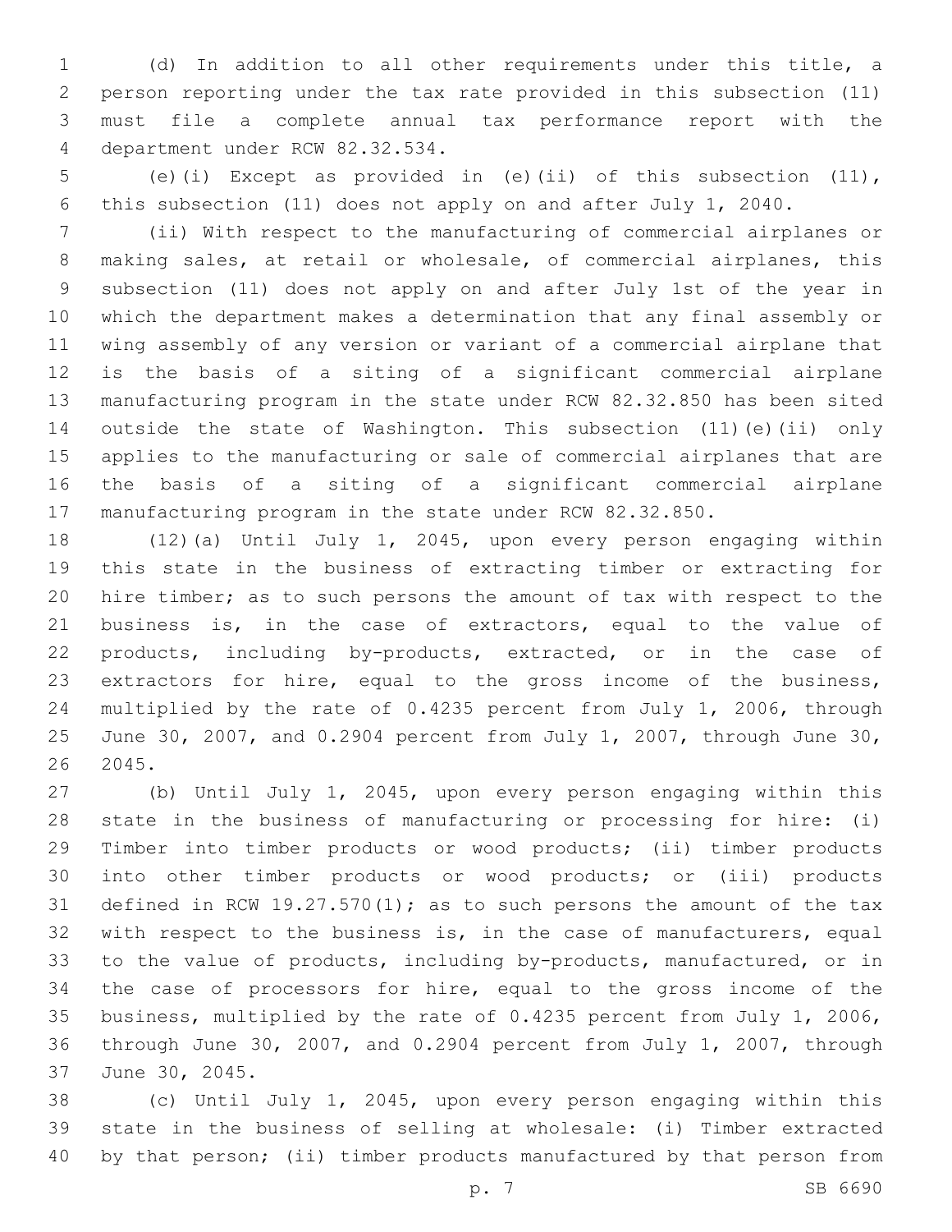(d) In addition to all other requirements under this title, a person reporting under the tax rate provided in this subsection (11) must file a complete annual tax performance report with the department under RCW 82.32.534.

(e)(i) Except as provided in (e)(ii) of this subsection (11), this subsection (11) does not apply on and after July 1, 2040.

(ii) With respect to the manufacturing of commercial airplanes or making sales, at retail or wholesale, of commercial airplanes, this subsection (11) does not apply on and after July 1st of the year in which the department makes a determination that any final assembly or wing assembly of any version or variant of a commercial airplane that is the basis of a siting of a significant commercial airplane manufacturing program in the state under RCW 82.32.850 has been sited outside the state of Washington. This subsection (11)(e)(ii) only applies to the manufacturing or sale of commercial airplanes that are the basis of a siting of a significant commercial airplane manufacturing program in the state under RCW 82.32.850.

(12)(a) Until July 1, 2045, upon every person engaging within this state in the business of extracting timber or extracting for hire timber; as to such persons the amount of tax with respect to the business is, in the case of extractors, equal to the value of products, including by-products, extracted, or in the case of extractors for hire, equal to the gross income of the business, multiplied by the rate of 0.4235 percent from July 1, 2006, through June 30, 2007, and 0.2904 percent from July 1, 2007, through June 30, 2045.

(b) Until July 1, 2045, upon every person engaging within this state in the business of manufacturing or processing for hire: (i) Timber into timber products or wood products; (ii) timber products into other timber products or wood products; or (iii) products defined in RCW 19.27.570(1); as to such persons the amount of the tax with respect to the business is, in the case of manufacturers, equal to the value of products, including by-products, manufactured, or in the case of processors for hire, equal to the gross income of the business, multiplied by the rate of 0.4235 percent from July 1, 2006, through June 30, 2007, and 0.2904 percent from July 1, 2007, through June 30, 2045.

(c) Until July 1, 2045, upon every person engaging within this state in the business of selling at wholesale: (i) Timber extracted by that person; (ii) timber products manufactured by that person from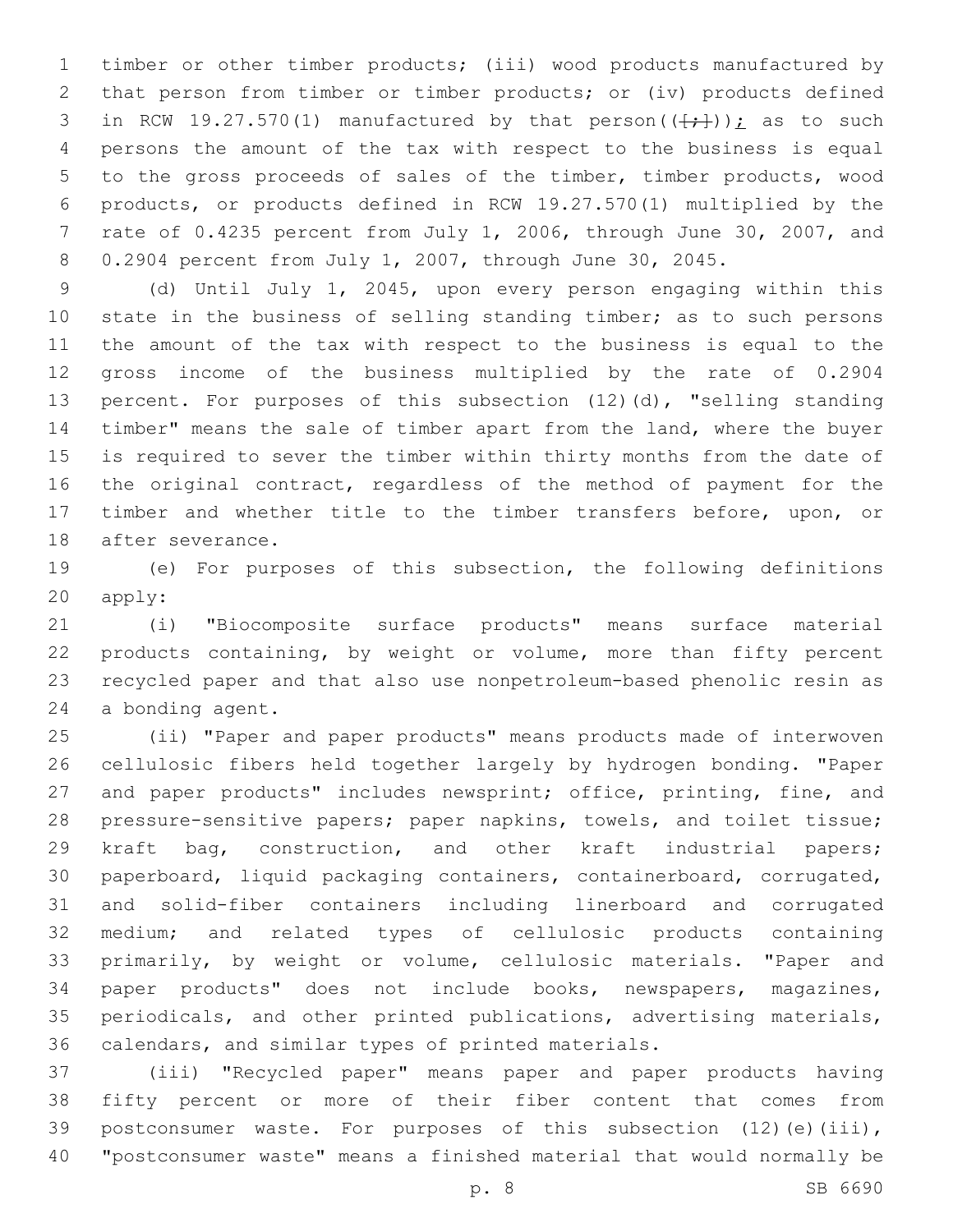timber or other timber products; (iii) wood products manufactured by that person from timber or timber products; or (iv) products defined in RCW 19.27.570(1) manufactured by that person((~~[;]~~))_;_ as to such persons the amount of the tax with respect to the business is equal to the gross proceeds of sales of the timber, timber products, wood products, or products defined in RCW 19.27.570(1) multiplied by the rate of 0.4235 percent from July 1, 2006, through June 30, 2007, and 0.2904 percent from July 1, 2007, through June 30, 2045.

(d) Until July 1, 2045, upon every person engaging within this state in the business of selling standing timber; as to such persons the amount of the tax with respect to the business is equal to the gross income of the business multiplied by the rate of 0.2904 percent. For purposes of this subsection (12)(d), "selling standing timber" means the sale of timber apart from the land, where the buyer is required to sever the timber within thirty months from the date of the original contract, regardless of the method of payment for the timber and whether title to the timber transfers before, upon, or after severance.

(e) For purposes of this subsection, the following definitions apply:

(i) "Biocomposite surface products" means surface material products containing, by weight or volume, more than fifty percent recycled paper and that also use nonpetroleum-based phenolic resin as a bonding agent.

(ii) "Paper and paper products" means products made of interwoven cellulosic fibers held together largely by hydrogen bonding. "Paper and paper products" includes newsprint; office, printing, fine, and pressure-sensitive papers; paper napkins, towels, and toilet tissue; kraft bag, construction, and other kraft industrial papers; paperboard, liquid packaging containers, containerboard, corrugated, and solid-fiber containers including linerboard and corrugated medium; and related types of cellulosic products containing primarily, by weight or volume, cellulosic materials. "Paper and paper products" does not include books, newspapers, magazines, periodicals, and other printed publications, advertising materials, calendars, and similar types of printed materials.

(iii) "Recycled paper" means paper and paper products having fifty percent or more of their fiber content that comes from postconsumer waste. For purposes of this subsection (12)(e)(iii), "postconsumer waste" means a finished material that would normally be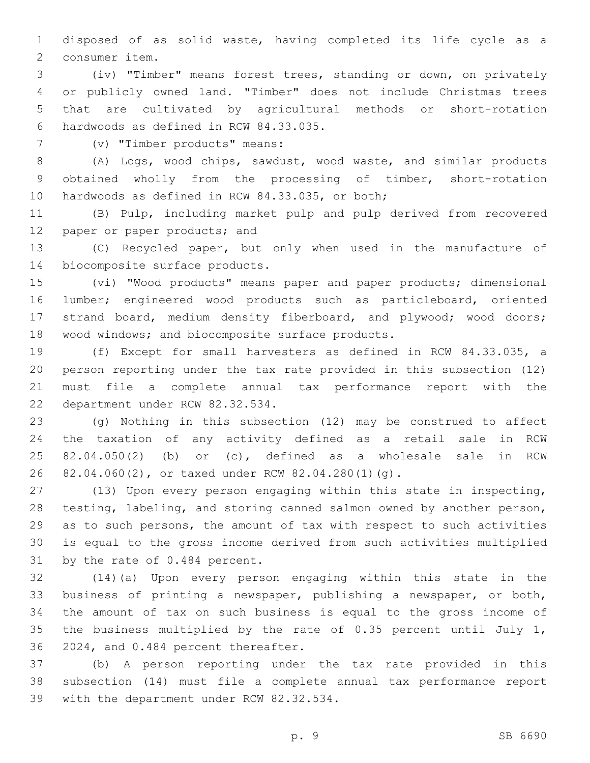disposed of as solid waste, having completed its life cycle as a consumer item.

(iv) "Timber" means forest trees, standing or down, on privately or publicly owned land. "Timber" does not include Christmas trees that are cultivated by agricultural methods or short-rotation hardwoods as defined in RCW 84.33.035.

(v) "Timber products" means:

(A) Logs, wood chips, sawdust, wood waste, and similar products obtained wholly from the processing of timber, short-rotation hardwoods as defined in RCW 84.33.035, or both;

(B) Pulp, including market pulp and pulp derived from recovered paper or paper products; and

(C) Recycled paper, but only when used in the manufacture of biocomposite surface products.

(vi) "Wood products" means paper and paper products; dimensional lumber; engineered wood products such as particleboard, oriented strand board, medium density fiberboard, and plywood; wood doors; wood windows; and biocomposite surface products.

(f) Except for small harvesters as defined in RCW 84.33.035, a person reporting under the tax rate provided in this subsection (12) must file a complete annual tax performance report with the department under RCW 82.32.534.

(g) Nothing in this subsection (12) may be construed to affect the taxation of any activity defined as a retail sale in RCW 82.04.050(2) (b) or (c), defined as a wholesale sale in RCW 82.04.060(2), or taxed under RCW 82.04.280(1)(g).

(13) Upon every person engaging within this state in inspecting, testing, labeling, and storing canned salmon owned by another person, as to such persons, the amount of tax with respect to such activities is equal to the gross income derived from such activities multiplied by the rate of 0.484 percent.

(14)(a) Upon every person engaging within this state in the business of printing a newspaper, publishing a newspaper, or both, the amount of tax on such business is equal to the gross income of the business multiplied by the rate of 0.35 percent until July 1, 2024, and 0.484 percent thereafter.

(b) A person reporting under the tax rate provided in this subsection (14) must file a complete annual tax performance report with the department under RCW 82.32.534.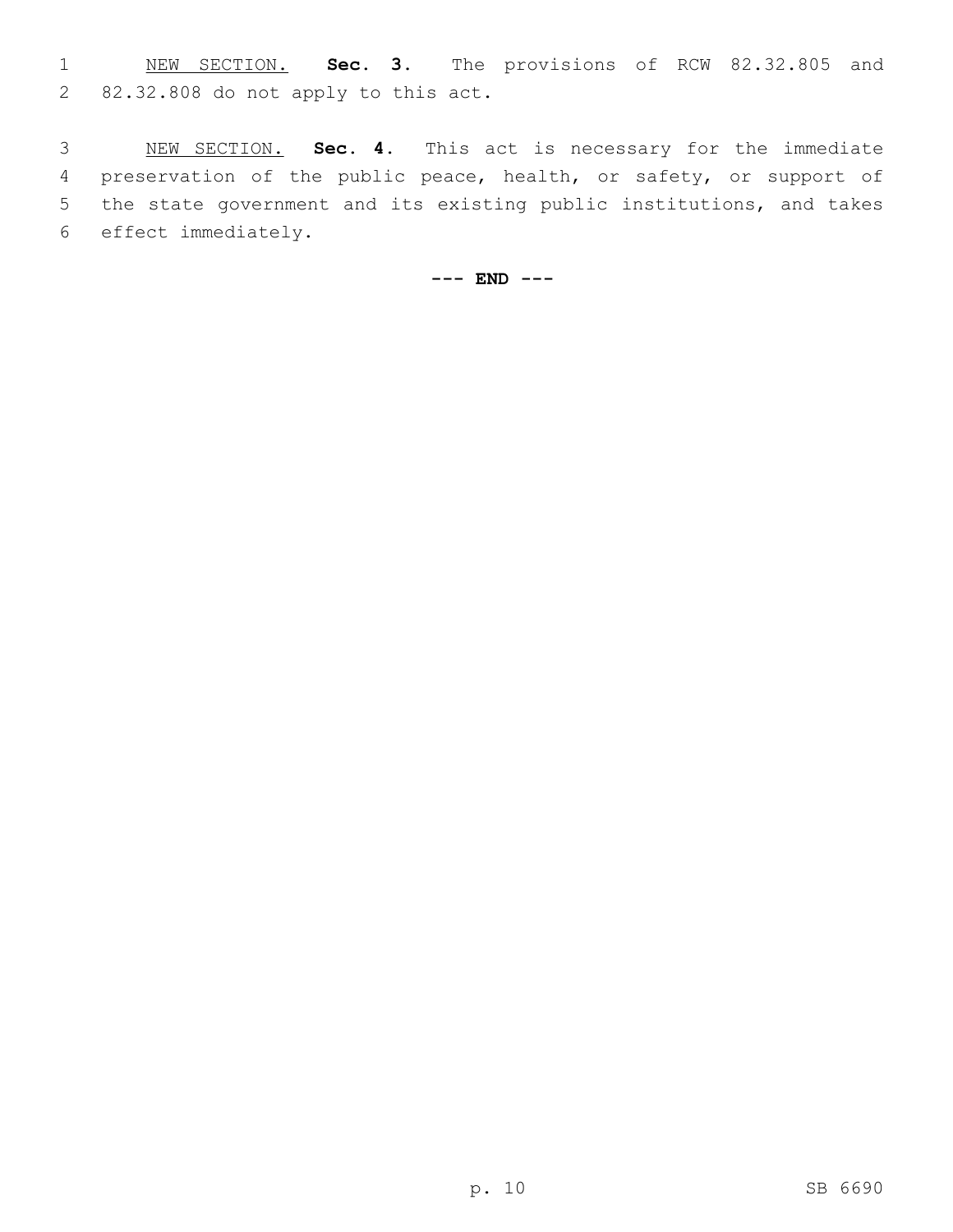NEW SECTION. **Sec. 3.** The provisions of RCW 82.32.805 and 82.32.808 do not apply to this act.

NEW SECTION. **Sec. 4.** This act is necessary for the immediate preservation of the public peace, health, or safety, or support of the state government and its existing public institutions, and takes effect immediately.

**--- END ---**